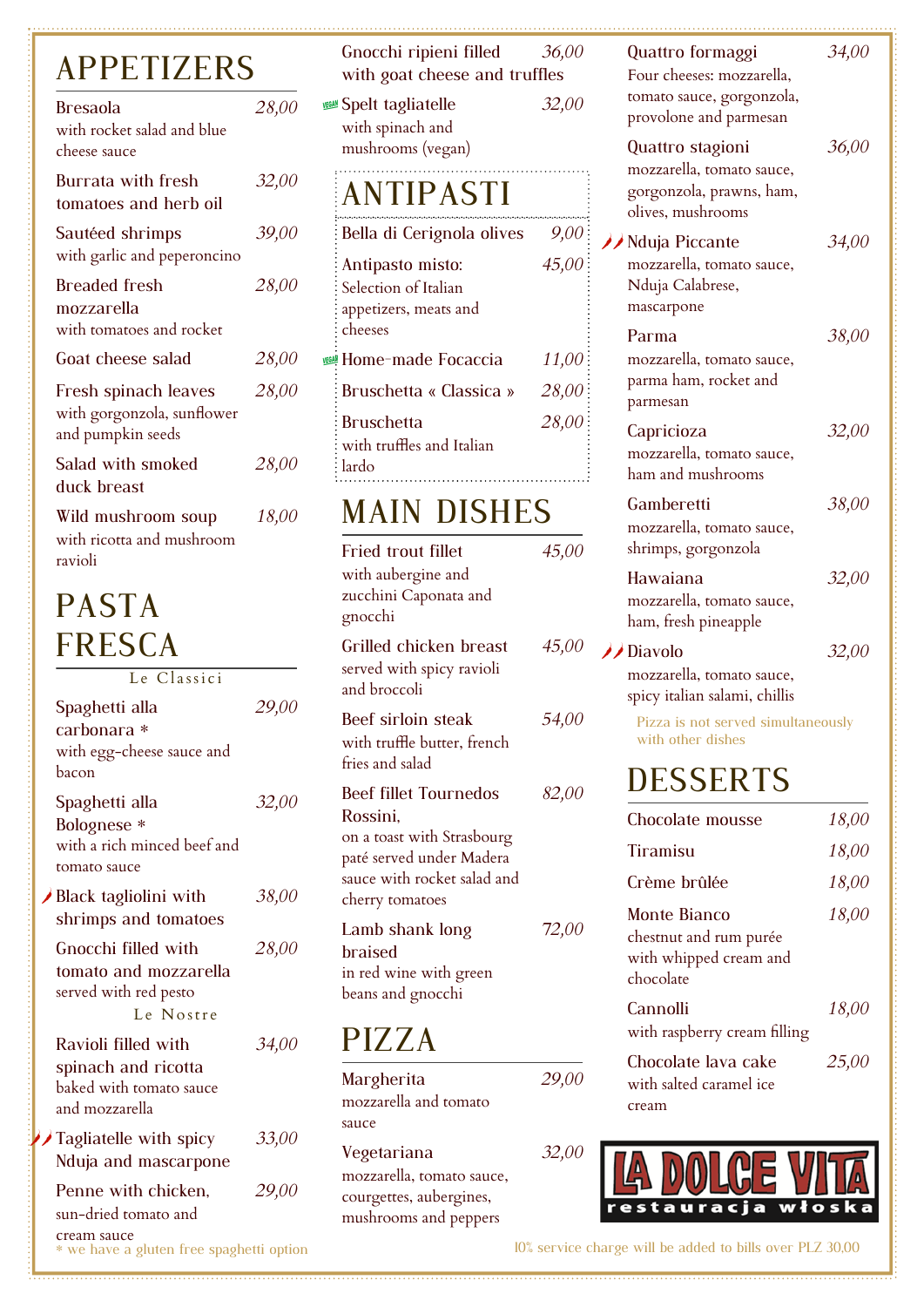# APPETIZERS

**Bresaola** — *28,00*
with rocket salad and blue cheese sauce

**Burrata with fresh tomatoes and herb oil** — *32,00*

**Sautéed shrimps** — *39,00*
with garlic and peperoncino

**Breaded fresh mozzarella** — *28,00*
with tomatoes and rocket

**Goat cheese salad** — *28,00*

**Fresh spinach leaves** — *28,00*
with gorgonzola, sunflower and pumpkin seeds

**Salad with smoked duck breast** — *28,00*

**Wild mushroom soup** — *18,00*
with ricotta and mushroom ravioli

# PASTA FRESCA

### Le Classici

**Spaghetti alla carbonara *** — *29,00*
with egg-cheese sauce and bacon

**Spaghetti alla Bolognese *** — *32,00*
with a rich minced beef and tomato sauce

**Black tagliolini with shrimps and tomatoes** (spicy) — *38,00*

**Gnocchi filled with tomato and mozzarella** — *28,00*
served with red pesto

### Le Nostre

**Ravioli filled with spinach and ricotta** — *34,00*
baked with tomato sauce and mozzarella

**Tagliatelle with spicy Nduja and mascarpone** (very spicy) — *33,00*

**Penne with chicken,** — *29,00*
sun-dried tomato and cream sauce

**Gnocchi ripieni filled with goat cheese and truffles** — *36,00*

**Spelt tagliatelle** (VEGAN) — *32,00*
with spinach and mushrooms (vegan)

* we have a gluten free spaghetti option

# ANTIPASTI

**Bella di Cerignola olives** — *9,00*

**Antipasto misto:** — *45,00*
Selection of Italian appetizers, meats and cheeses

**Home-made Focaccia** (VEGAN) — *11,00*

**Bruschetta « Classica »** — *28,00*

**Bruschetta** — *28,00*
with truffles and Italian lardo

# MAIN DISHES

**Fried trout fillet** — *45,00*
with aubergine and zucchini Caponata and gnocchi

**Grilled chicken breast** — *45,00*
served with spicy ravioli and broccoli

**Beef sirloin steak** — *54,00*
with truffle butter, french fries and salad

**Beef fillet Tournedos Rossini,** — *82,00*
on a toast with Strasbourg paté served under Madera sauce with rocket salad and cherry tomatoes

**Lamb shank long braised** — *72,00*
in red wine with green beans and gnocchi

# PIZZA

**Margherita** — *29,00*
mozzarella and tomato sauce

**Vegetariana** — *32,00*
mozzarella, tomato sauce, courgettes, aubergines, mushrooms and peppers

**Quattro formaggi** — *34,00*
Four cheeses: mozzarella, tomato sauce, gorgonzola, provolone and parmesan

**Quattro stagioni** — *36,00*
mozzarella, tomato sauce, gorgonzola, prawns, ham, olives, mushrooms

**Nduja Piccante** (very spicy) — *34,00*
mozzarella, tomato sauce, Nduja Calabrese, mascarpone

**Parma** — *38,00*
mozzarella, tomato sauce, parma ham, rocket and parmesan

**Capricioza** — *32,00*
mozzarella, tomato sauce, ham and mushrooms

**Gamberetti** — *38,00*
mozzarella, tomato sauce, shrimps, gorgonzola

**Hawaiana** — *32,00*
mozzarella, tomato sauce, ham, fresh pineapple

**Diavolo** (very spicy) — *32,00*
mozzarella, tomato sauce, spicy italian salami, chillis

Pizza is not served simultaneously with other dishes

# DESSERTS

**Chocolate mousse** — *18,00*

**Tiramisu** — *18,00*

**Crème brûlée** — *18,00*

**Monte Bianco** — *18,00*
chestnut and rum purée with whipped cream and chocolate

**Cannolli** — *18,00*
with raspberry cream filling

**Chocolate lava cake** — *25,00*
with salted caramel ice cream

**LA DOLCE VITA**
restauracja włoska

10% service charge will be added to bills over PLZ 30.00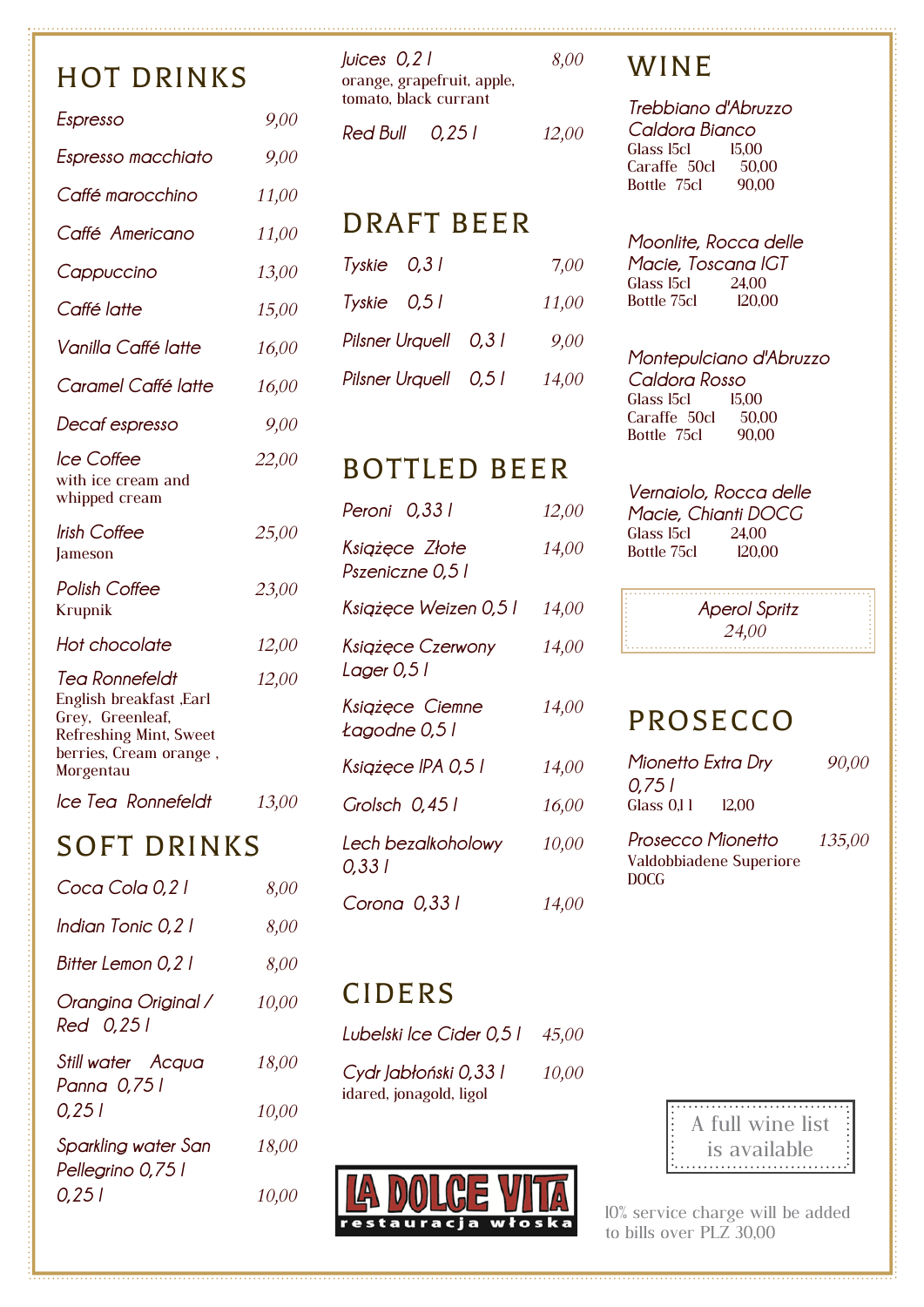## HOT DRINKS

| | |
|---|---|
| *Espresso* | 9,00 |
| *Espresso macchiato* | 9,00 |
| *Caffé marocchino* | 11,00 |
| *Caffé Americano* | 11,00 |
| *Cappuccino* | 13,00 |
| *Caffé latte* | 15,00 |
| *Vanilla Caffé latte* | 16,00 |
| *Caramel Caffé latte* | 16,00 |
| *Decaf espresso* | 9,00 |
| *Ice Coffee* with ice cream and whipped cream | 22,00 |
| *Irish Coffee* Jameson | 25,00 |
| *Polish Coffee* Krupnik | 23,00 |
| *Hot chocolate* | 12,00 |
| *Tea Ronnefeldt* English breakfast ,Earl Grey, Greenleaf, Refreshing Mint, Sweet berries, Cream orange , Morgentau | 12,00 |
| *Ice Tea Ronnefeldt* | 13,00 |

## SOFT DRINKS

| | |
|---|---|
| *Coca Cola 0,2 l* | 8,00 |
| *Indian Tonic 0,2 l* | 8,00 |
| *Bitter Lemon 0,2 l* | 8,00 |
| *Orangina Original / Red 0,25 l* | 10,00 |
| *Still water Acqua Panna 0,75 l* | 18,00 |
| *0,25 l* | 10,00 |
| *Sparkling water San Pellegrino 0,75 l* | 18,00 |
| *0,25 l* | 10,00 |
| *Juices 0,2 l* orange, grapefruit, apple, tomato, black currant | 8,00 |
| *Red Bull 0,25 l* | 12,00 |

## DRAFT BEER

| | |
|---|---|
| *Tyskie 0,3 l* | 7,00 |
| *Tyskie 0,5 l* | 11,00 |
| *Pilsner Urquell 0,3 l* | 9,00 |
| *Pilsner Urquell 0,5 l* | 14,00 |

## BOTTLED BEER

| | |
|---|---|
| *Peroni 0,33 l* | 12,00 |
| *Książęce Złote Pszeniczne 0,5 l* | 14,00 |
| *Książęce Weizen 0,5 l* | 14,00 |
| *Książęce Czerwony Lager 0,5 l* | 14,00 |
| *Książęce Ciemne Łagodne 0,5 l* | 14,00 |
| *Książęce IPA 0,5 l* | 14,00 |
| *Grolsch 0,45 l* | 16,00 |
| *Lech bezalkoholowy 0,33 l* | 10,00 |
| *Corona 0,33 l* | 14,00 |

## CIDERS

| | |
|---|---|
| *Lubelski Ice Cider 0,5 l* | 45,00 |
| *Cydr Jabłoński 0,33 l* idared, jonagold, ligol | 10,00 |

LA DOLCE VITA
restauracja włoska

## WINE

*Trebbiano d'Abruzzo Caldora Bianco*
Glass 15cl 15,00
Caraffe 50cl 50,00
Bottle 75cl 90,00

*Moonlite, Rocca delle Macie, Toscana IGT*
Glass 15cl 24,00
Bottle 75cl 120,00

*Montepulciano d'Abruzzo Caldora Rosso*
Glass 15cl 15,00
Caraffe 50cl 50,00
Bottle 75cl 90,00

*Vernaiolo, Rocca delle Macie, Chianti DOCG*
Glass 15cl 24,00
Bottle 75cl 120,00

*Aperol Spritz*
*24,00*

## PROSECCO

*Mionetto Extra Dry 0,75 l* 90,00
Glass 0,1 l 12,00

*Prosecco Mionetto* 135,00
Valdobbiadene Superiore DOCG

A full wine list is available

10% service charge will be added to bills over PLZ 30,00